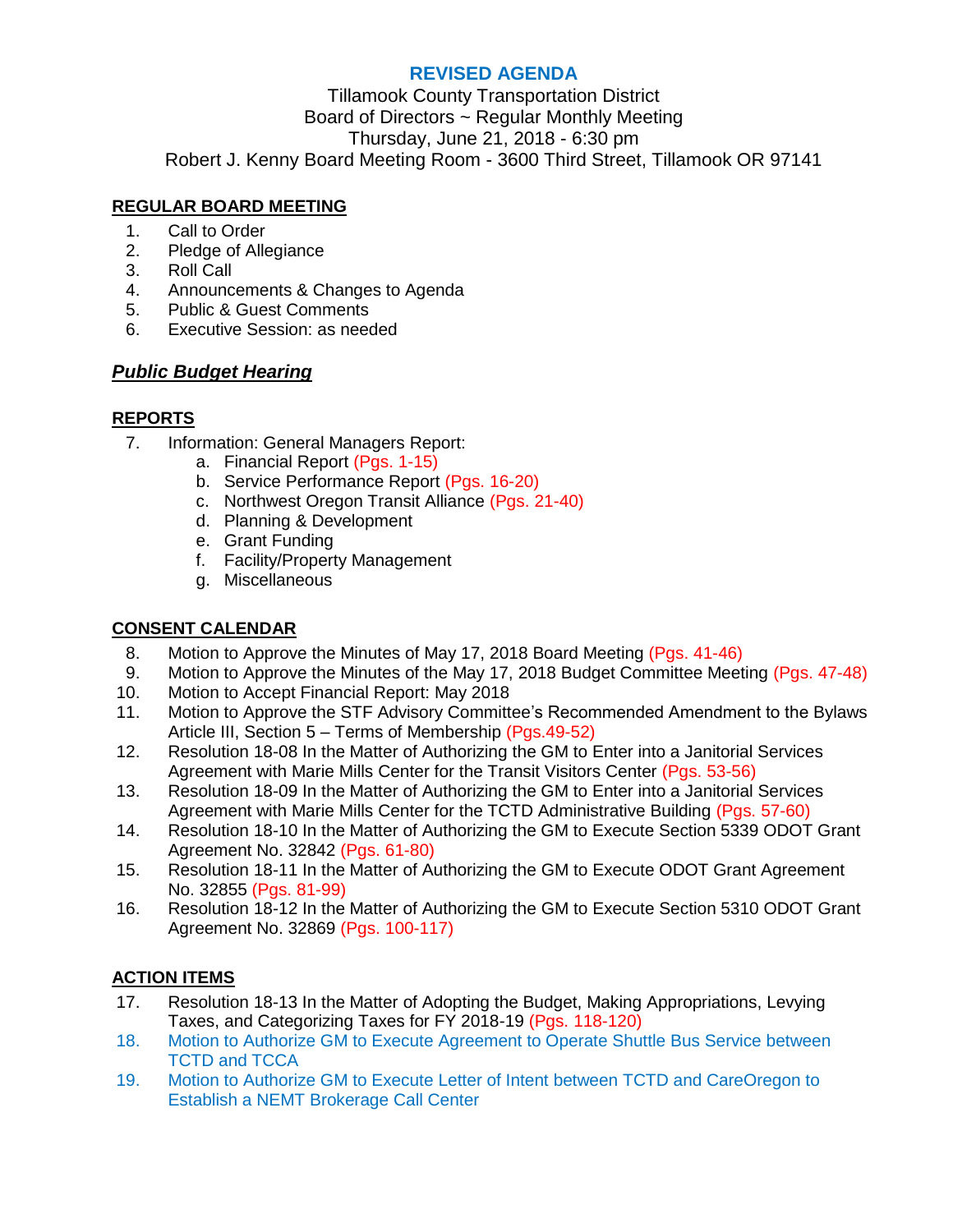# REVISED AGENDA

Tillamook County Transportation District
Board of Directors ~ Regular Monthly Meeting
Thursday, June 21, 2018 - 6:30 pm
Robert J. Kenny Board Meeting Room - 3600 Third Street, Tillamook OR 97141

## REGULAR BOARD MEETING

1. Call to Order
2. Pledge of Allegiance
3. Roll Call
4. Announcements & Changes to Agenda
5. Public & Guest Comments
6. Executive Session: as needed

## ***Public Budget Hearing***

## REPORTS

7. Information: General Managers Report:
   a. Financial Report (Pgs. 1-15)
   b. Service Performance Report (Pgs. 16-20)
   c. Northwest Oregon Transit Alliance (Pgs. 21-40)
   d. Planning & Development
   e. Grant Funding
   f. Facility/Property Management
   g. Miscellaneous

## CONSENT CALENDAR

8. Motion to Approve the Minutes of May 17, 2018 Board Meeting (Pgs. 41-46)
9. Motion to Approve the Minutes of the May 17, 2018 Budget Committee Meeting (Pgs. 47-48)
10. Motion to Accept Financial Report: May 2018
11. Motion to Approve the STF Advisory Committee's Recommended Amendment to the Bylaws Article III, Section 5 – Terms of Membership (Pgs.49-52)
12. Resolution 18-08 In the Matter of Authorizing the GM to Enter into a Janitorial Services Agreement with Marie Mills Center for the Transit Visitors Center (Pgs. 53-56)
13. Resolution 18-09 In the Matter of Authorizing the GM to Enter into a Janitorial Services Agreement with Marie Mills Center for the TCTD Administrative Building (Pgs. 57-60)
14. Resolution 18-10 In the Matter of Authorizing the GM to Execute Section 5339 ODOT Grant Agreement No. 32842 (Pgs. 61-80)
15. Resolution 18-11 In the Matter of Authorizing the GM to Execute ODOT Grant Agreement No. 32855 (Pgs. 81-99)
16. Resolution 18-12 In the Matter of Authorizing the GM to Execute Section 5310 ODOT Grant Agreement No. 32869 (Pgs. 100-117)

## ACTION ITEMS

17. Resolution 18-13 In the Matter of Adopting the Budget, Making Appropriations, Levying Taxes, and Categorizing Taxes for FY 2018-19 (Pgs. 118-120)
18. Motion to Authorize GM to Execute Agreement to Operate Shuttle Bus Service between TCTD and TCCA
19. Motion to Authorize GM to Execute Letter of Intent between TCTD and CareOregon to Establish a NEMT Brokerage Call Center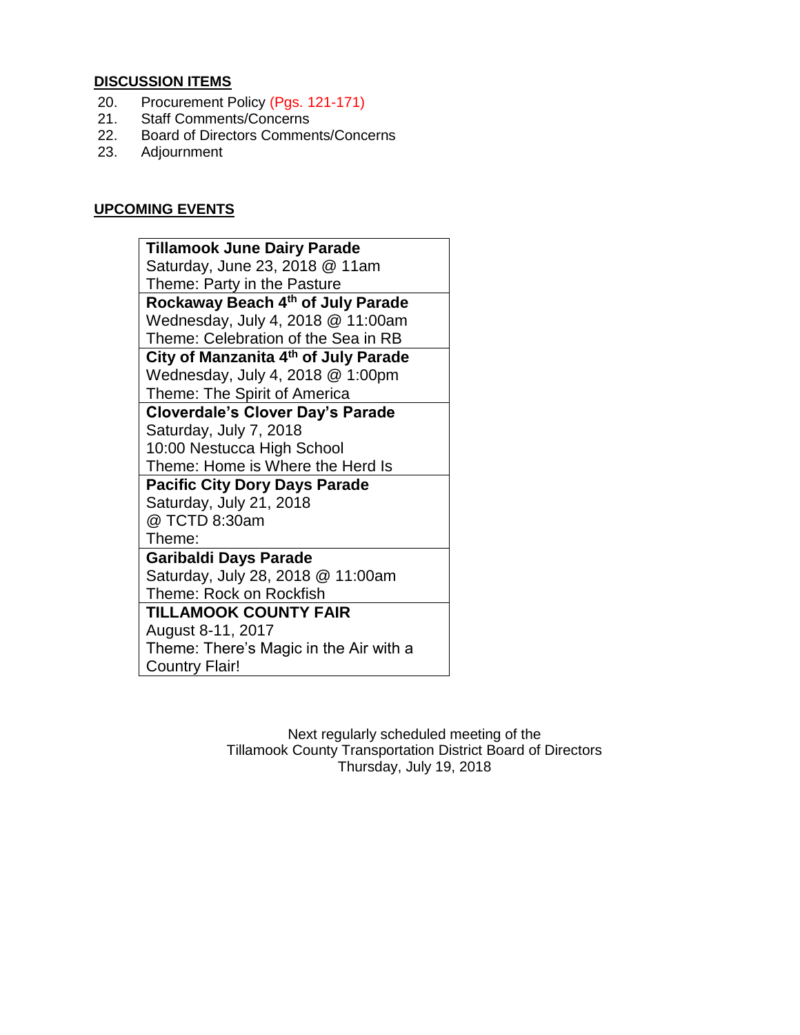**DISCUSSION ITEMS**

20. Procurement Policy (Pgs. 121-171)
21. Staff Comments/Concerns
22. Board of Directors Comments/Concerns
23. Adjournment

**UPCOMING EVENTS**

| |
|---|
| **Tillamook June Dairy Parade**<br>Saturday, June 23, 2018 @ 11am<br>Theme: Party in the Pasture |
| **Rockaway Beach 4th of July Parade**<br>Wednesday, July 4, 2018 @ 11:00am<br>Theme: Celebration of the Sea in RB |
| **City of Manzanita 4th of July Parade**<br>Wednesday, July 4, 2018 @ 1:00pm<br>Theme: The Spirit of America |
| **Cloverdale's Clover Day's Parade**<br>Saturday, July 7, 2018<br>10:00 Nestucca High School<br>Theme: Home is Where the Herd Is |
| **Pacific City Dory Days Parade**<br>Saturday, July 21, 2018<br>@ TCTD 8:30am<br>Theme: |
| **Garibaldi Days Parade**<br>Saturday, July 28, 2018 @ 11:00am<br>Theme: Rock on Rockfish |
| **TILLAMOOK COUNTY FAIR**<br>August 8-11, 2017<br>Theme: There's Magic in the Air with a Country Flair! |

Next regularly scheduled meeting of the
Tillamook County Transportation District Board of Directors
Thursday, July 19, 2018